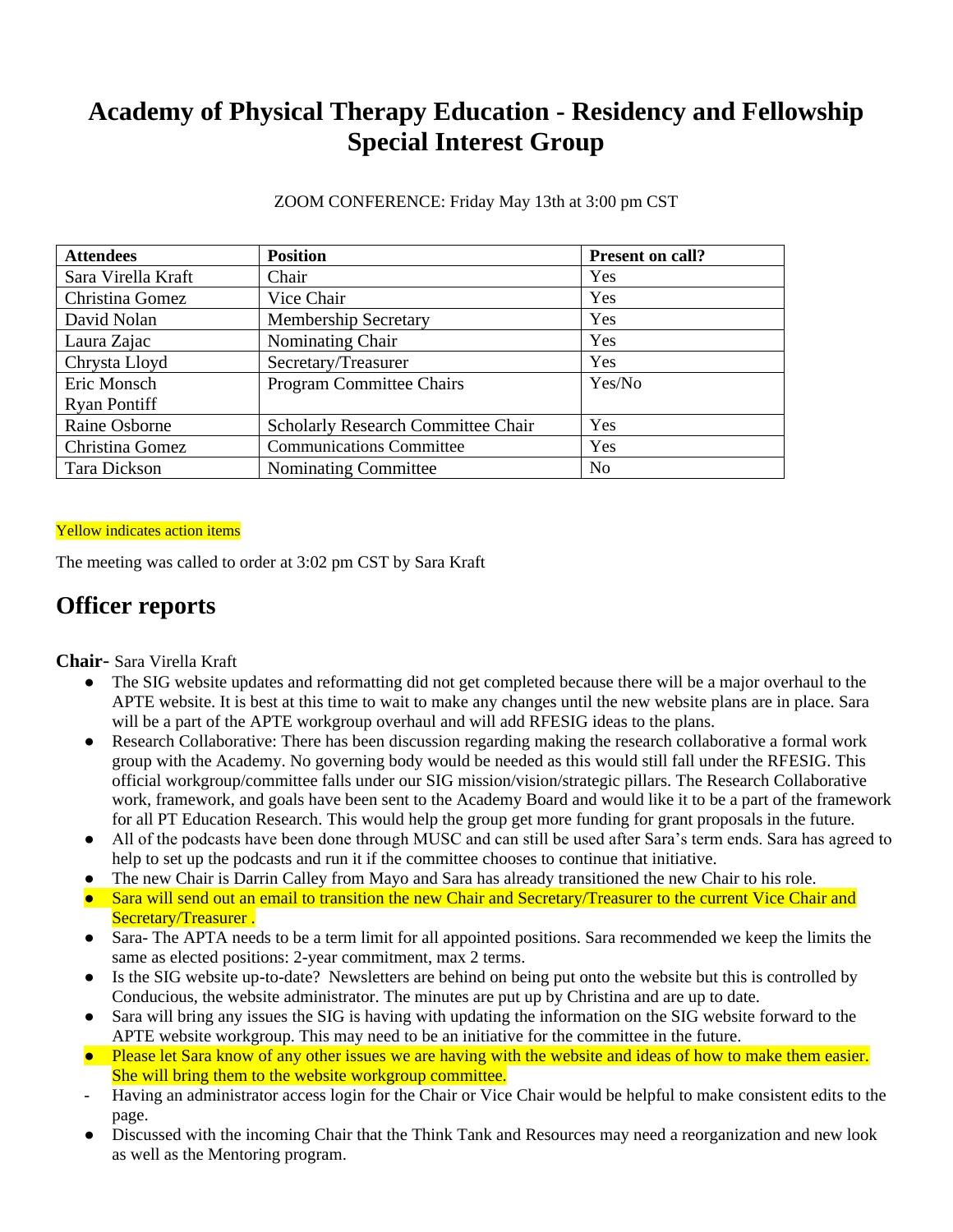# Academy of Physical Therapy Education - Residency and Fellowship Special Interest Group

ZOOM CONFERENCE: Friday May 13th at 3:00 pm CST

| Attendees | Position | Present on call? |
|---|---|---|
| Sara Virella Kraft | Chair | Yes |
| Christina Gomez | Vice Chair | Yes |
| David Nolan | Membership Secretary | Yes |
| Laura Zajac | Nominating Chair | Yes |
| Chrysta Lloyd | Secretary/Treasurer | Yes |
| Eric Monsch<br>Ryan Pontiff | Program Committee Chairs | Yes/No |
| Raine Osborne | Scholarly Research Committee Chair | Yes |
| Christina Gomez | Communications Committee | Yes |
| Tara Dickson | Nominating Committee | No |

Yellow indicates action items

The meeting was called to order at 3:02 pm CST by Sara Kraft

## Officer reports

**Chair-** Sara Virella Kraft

- The SIG website updates and reformatting did not get completed because there will be a major overhaul to the APTE website. It is best at this time to wait to make any changes until the new website plans are in place. Sara will be a part of the APTE workgroup overhaul and will add RFESIG ideas to the plans.
- Research Collaborative: There has been discussion regarding making the research collaborative a formal work group with the Academy. No governing body would be needed as this would still fall under the RFESIG. This official workgroup/committee falls under our SIG mission/vision/strategic pillars. The Research Collaborative work, framework, and goals have been sent to the Academy Board and would like it to be a part of the framework for all PT Education Research. This would help the group get more funding for grant proposals in the future.
- All of the podcasts have been done through MUSC and can still be used after Sara's term ends. Sara has agreed to help to set up the podcasts and run it if the committee chooses to continue that initiative.
- The new Chair is Darrin Calley from Mayo and Sara has already transitioned the new Chair to his role.
- Sara will send out an email to transition the new Chair and Secretary/Treasurer to the current Vice Chair and Secretary/Treasurer .
- Sara- The APTA needs to be a term limit for all appointed positions. Sara recommended we keep the limits the same as elected positions: 2-year commitment, max 2 terms.
- Is the SIG website up-to-date? Newsletters are behind on being put onto the website but this is controlled by Conducious, the website administrator. The minutes are put up by Christina and are up to date.
- Sara will bring any issues the SIG is having with updating the information on the SIG website forward to the APTE website workgroup. This may need to be an initiative for the committee in the future.
- Please let Sara know of any other issues we are having with the website and ideas of how to make them easier. She will bring them to the website workgroup committee.

- Having an administrator access login for the Chair or Vice Chair would be helpful to make consistent edits to the page.

- Discussed with the incoming Chair that the Think Tank and Resources may need a reorganization and new look as well as the Mentoring program.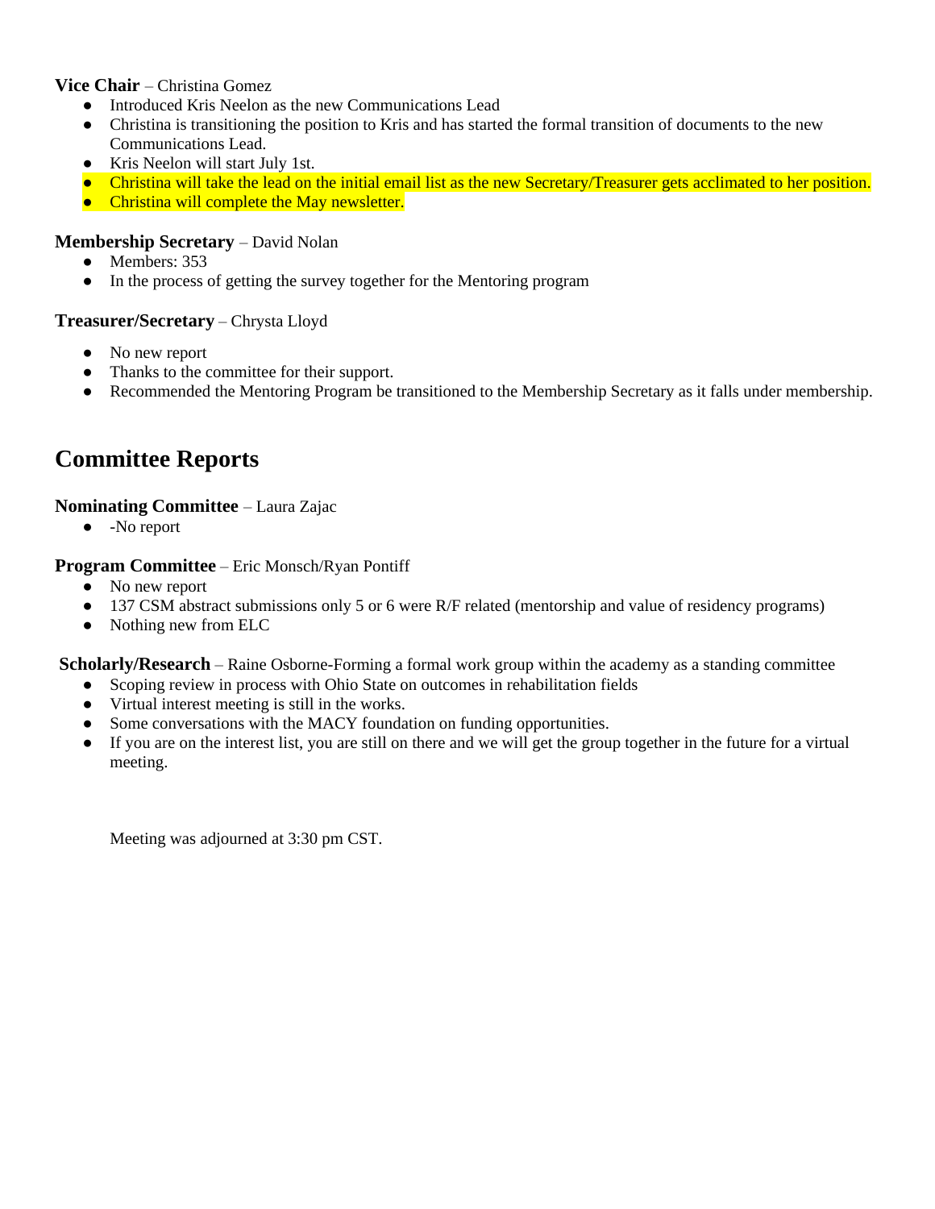**Vice Chair** – Christina Gomez

- Introduced Kris Neelon as the new Communications Lead
- Christina is transitioning the position to Kris and has started the formal transition of documents to the new Communications Lead.
- Kris Neelon will start July 1st.
- Christina will take the lead on the initial email list as the new Secretary/Treasurer gets acclimated to her position.
- Christina will complete the May newsletter.

**Membership Secretary** – David Nolan

- Members: 353
- In the process of getting the survey together for the Mentoring program

**Treasurer/Secretary** – Chrysta Lloyd

- No new report
- Thanks to the committee for their support.
- Recommended the Mentoring Program be transitioned to the Membership Secretary as it falls under membership.

## Committee Reports

**Nominating Committee** – Laura Zajac

- -No report

**Program Committee** – Eric Monsch/Ryan Pontiff

- No new report
- 137 CSM abstract submissions only 5 or 6 were R/F related (mentorship and value of residency programs)
- Nothing new from ELC

**Scholarly/Research** – Raine Osborne-Forming a formal work group within the academy as a standing committee

- Scoping review in process with Ohio State on outcomes in rehabilitation fields
- Virtual interest meeting is still in the works.
- Some conversations with the MACY foundation on funding opportunities.
- If you are on the interest list, you are still on there and we will get the group together in the future for a virtual meeting.

Meeting was adjourned at 3:30 pm CST.